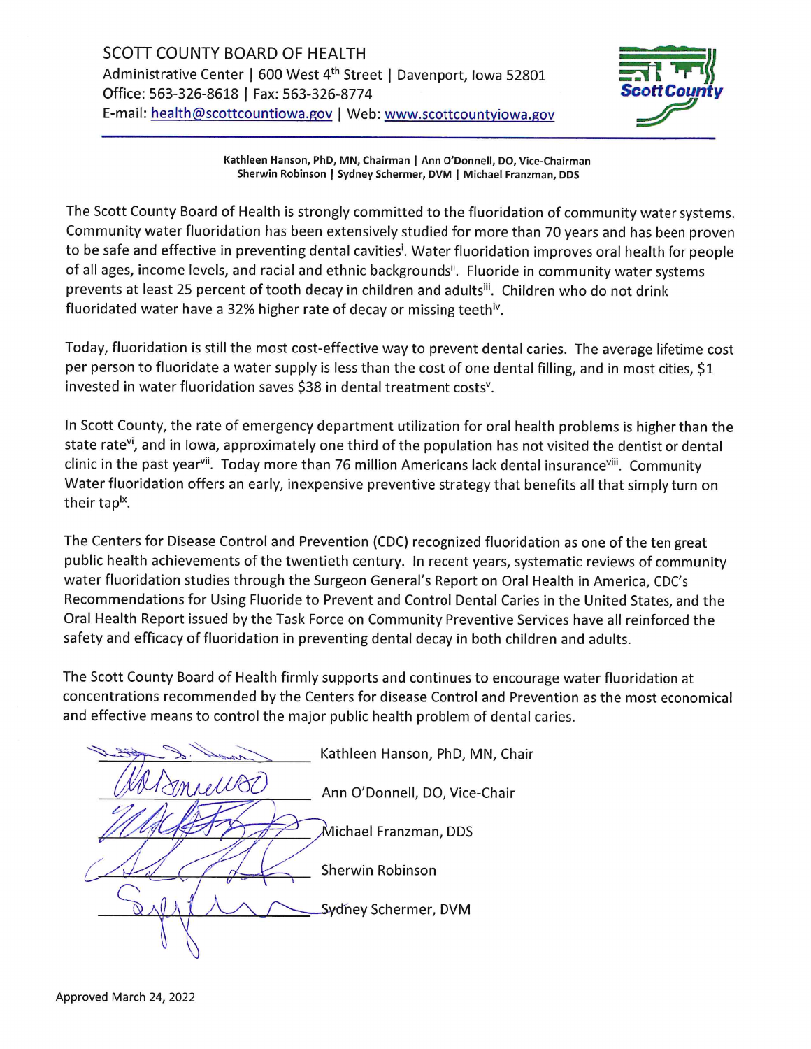# SCOTT COUNTY BOARD OF HEALTH

Administrative Center | 600 West 4th Street | Davenport, Iowa 52801
Office: 563-326-8618 | Fax: 563-326-8774
E-mail: health@scottcountiowa.gov | Web: www.scottcountyiowa.gov

**Kathleen Hanson, PhD, MN, Chairman | Ann O'Donnell, DO, Vice-Chairman**
**Sherwin Robinson | Sydney Schermer, DVM | Michael Franzman, DDS**

The Scott County Board of Health is strongly committed to the fluoridation of community water systems. Community water fluoridation has been extensively studied for more than 70 years and has been proven to be safe and effective in preventing dental cavities[i]. Water fluoridation improves oral health for people of all ages, income levels, and racial and ethnic backgrounds[ii]. Fluoride in community water systems prevents at least 25 percent of tooth decay in children and adults[iii]. Children who do not drink fluoridated water have a 32% higher rate of decay or missing teeth[iv].

Today, fluoridation is still the most cost-effective way to prevent dental caries. The average lifetime cost per person to fluoridate a water supply is less than the cost of one dental filling, and in most cities, $1 invested in water fluoridation saves $38 in dental treatment costs[v].

In Scott County, the rate of emergency department utilization for oral health problems is higher than the state rate[vi], and in Iowa, approximately one third of the population has not visited the dentist or dental clinic in the past year[vii]. Today more than 76 million Americans lack dental insurance[viii]. Community Water fluoridation offers an early, inexpensive preventive strategy that benefits all that simply turn on their tap[ix].

The Centers for Disease Control and Prevention (CDC) recognized fluoridation as one of the ten great public health achievements of the twentieth century. In recent years, systematic reviews of community water fluoridation studies through the Surgeon General's Report on Oral Health in America, CDC's Recommendations for Using Fluoride to Prevent and Control Dental Caries in the United States, and the Oral Health Report issued by the Task Force on Community Preventive Services have all reinforced the safety and efficacy of fluoridation in preventing dental decay in both children and adults.

The Scott County Board of Health firmly supports and continues to encourage water fluoridation at concentrations recommended by the Centers for disease Control and Prevention as the most economical and effective means to control the major public health problem of dental caries.

______________________ Kathleen Hanson, PhD, MN, Chair

______________________ Ann O'Donnell, DO, Vice-Chair

______________________ Michael Franzman, DDS

______________________ Sherwin Robinson

______________________ Sydney Schermer, DVM

Approved March 24, 2022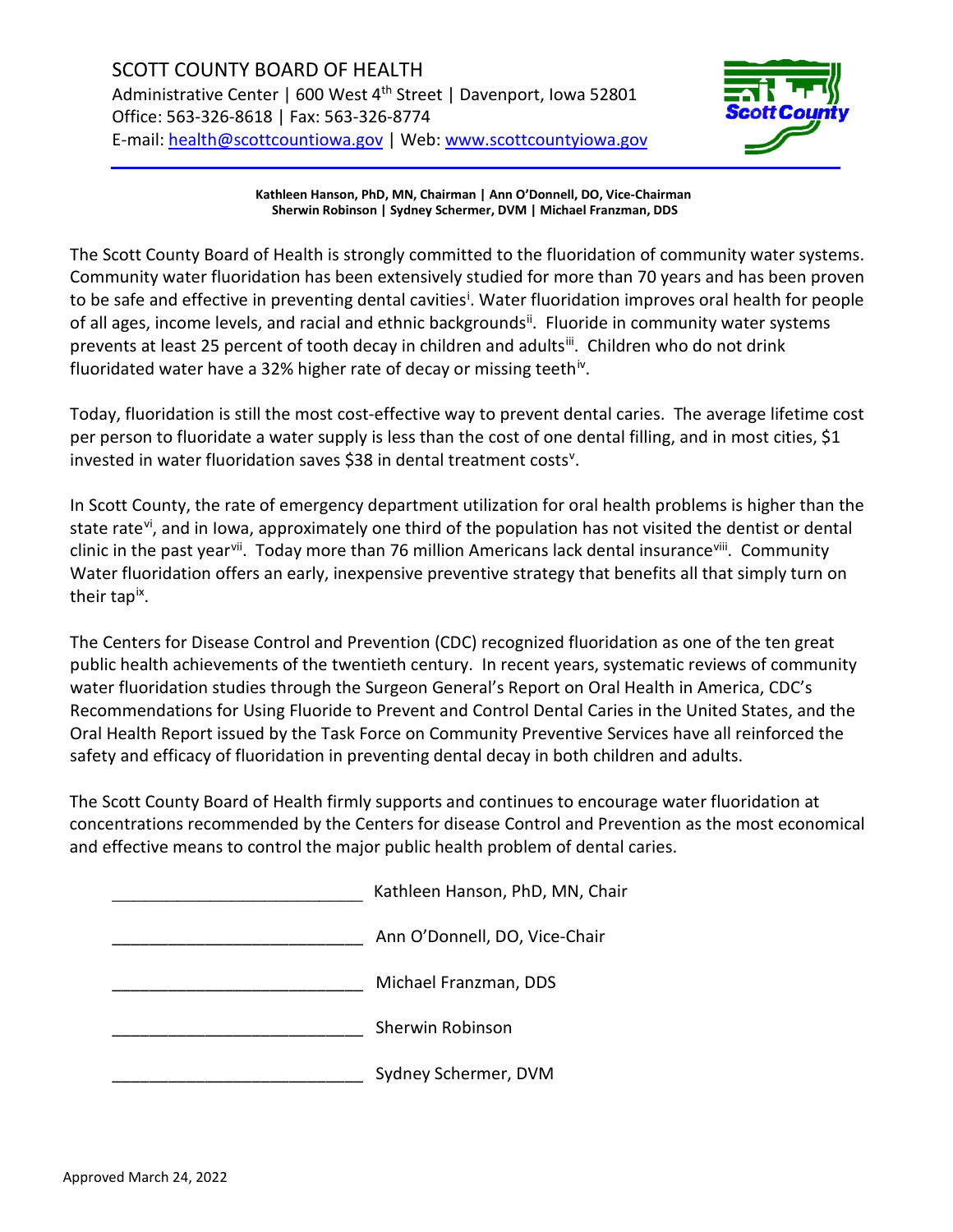SCOTT COUNTY BOARD OF HEALTH
Administrative Center | 600 West 4th Street | Davenport, Iowa 52801
Office: 563-326-8618 | Fax: 563-326-8774
E-mail: health@scottcountiowa.gov | Web: www.scottcountyiowa.gov

**Kathleen Hanson, PhD, MN, Chairman | Ann O'Donnell, DO, Vice-Chairman**
**Sherwin Robinson | Sydney Schermer, DVM | Michael Franzman, DDS**

The Scott County Board of Health is strongly committed to the fluoridation of community water systems. Community water fluoridation has been extensively studied for more than 70 years and has been proven to be safe and effective in preventing dental cavities[i]. Water fluoridation improves oral health for people of all ages, income levels, and racial and ethnic backgrounds[ii]. Fluoride in community water systems prevents at least 25 percent of tooth decay in children and adults[iii]. Children who do not drink fluoridated water have a 32% higher rate of decay or missing teeth[iv].

Today, fluoridation is still the most cost-effective way to prevent dental caries. The average lifetime cost per person to fluoridate a water supply is less than the cost of one dental filling, and in most cities, $1 invested in water fluoridation saves $38 in dental treatment costs[v].

In Scott County, the rate of emergency department utilization for oral health problems is higher than the state rate[vi], and in Iowa, approximately one third of the population has not visited the dentist or dental clinic in the past year[vii]. Today more than 76 million Americans lack dental insurance[viii]. Community Water fluoridation offers an early, inexpensive preventive strategy that benefits all that simply turn on their tap[ix].

The Centers for Disease Control and Prevention (CDC) recognized fluoridation as one of the ten great public health achievements of the twentieth century. In recent years, systematic reviews of community water fluoridation studies through the Surgeon General's Report on Oral Health in America, CDC's Recommendations for Using Fluoride to Prevent and Control Dental Caries in the United States, and the Oral Health Report issued by the Task Force on Community Preventive Services have all reinforced the safety and efficacy of fluoridation in preventing dental decay in both children and adults.

The Scott County Board of Health firmly supports and continues to encourage water fluoridation at concentrations recommended by the Centers for disease Control and Prevention as the most economical and effective means to control the major public health problem of dental caries.

___________________________ Kathleen Hanson, PhD, MN, Chair

___________________________ Ann O'Donnell, DO, Vice-Chair

___________________________ Michael Franzman, DDS

___________________________ Sherwin Robinson

___________________________ Sydney Schermer, DVM

Approved March 24, 2022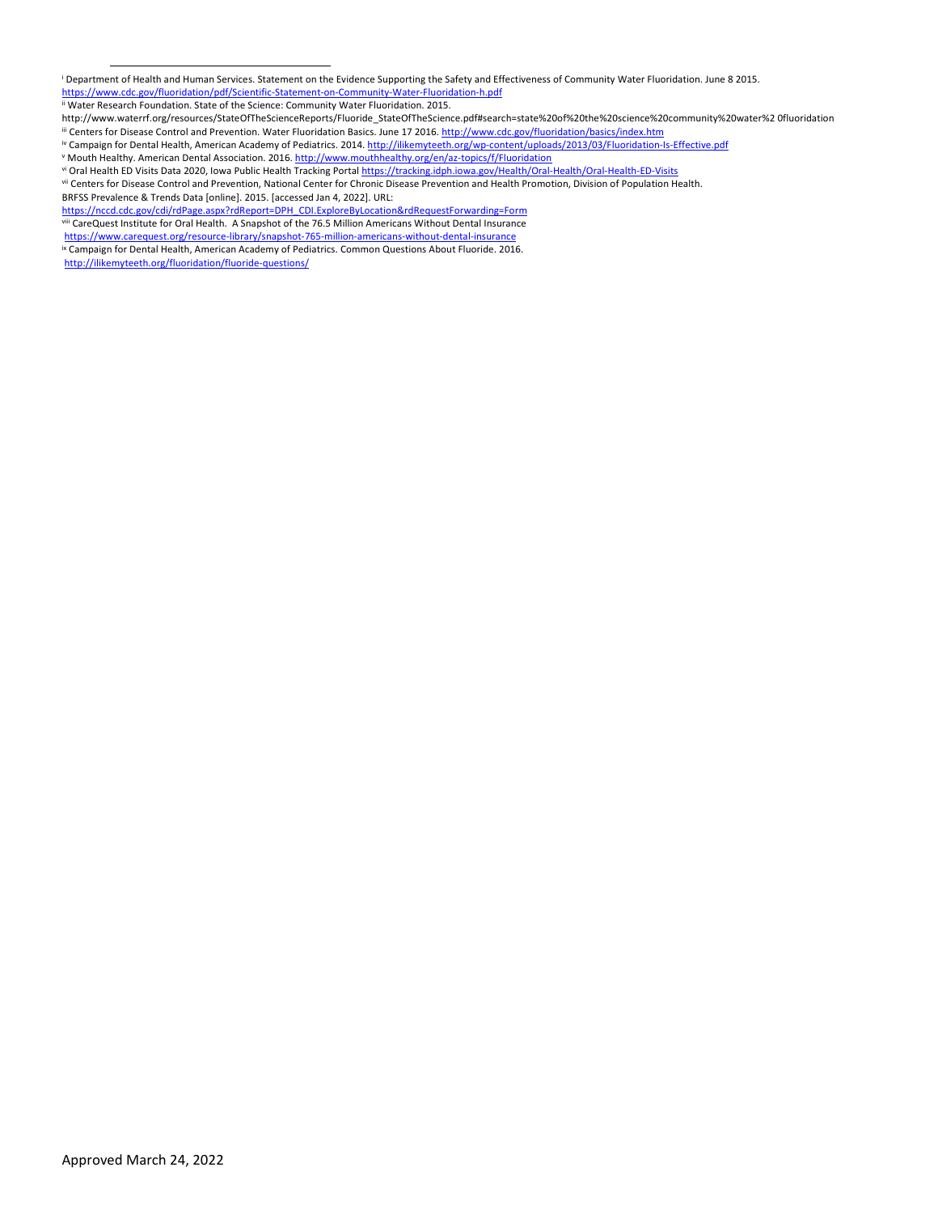[i] Department of Health and Human Services. Statement on the Evidence Supporting the Safety and Effectiveness of Community Water Fluoridation. June 8 2015. https://www.cdc.gov/fluoridation/pdf/Scientific-Statement-on-Community-Water-Fluoridation-h.pdf

[ii] Water Research Foundation. State of the Science: Community Water Fluoridation. 2015. http://www.waterrf.org/resources/StateOfTheScienceReports/Fluoride_StateOfTheScience.pdf#search=state%20of%20the%20science%20community%20water%2 0fluoridation

[iii] Centers for Disease Control and Prevention. Water Fluoridation Basics. June 17 2016. http://www.cdc.gov/fluoridation/basics/index.htm

[iv] Campaign for Dental Health, American Academy of Pediatrics. 2014. http://ilikemyteeth.org/wp-content/uploads/2013/03/Fluoridation-Is-Effective.pdf

[v] Mouth Healthy. American Dental Association. 2016. http://www.mouthhealthy.org/en/az-topics/f/Fluoridation

[vi] Oral Health ED Visits Data 2020, Iowa Public Health Tracking Portal https://tracking.idph.iowa.gov/Health/Oral-Health/Oral-Health-ED-Visits

[vii] Centers for Disease Control and Prevention, National Center for Chronic Disease Prevention and Health Promotion, Division of Population Health. BRFSS Prevalence & Trends Data [online]. 2015. [accessed Jan 4, 2022]. URL: https://nccd.cdc.gov/cdi/rdPage.aspx?rdReport=DPH_CDI.ExploreByLocation&rdRequestForwarding=Form

[viii] CareQuest Institute for Oral Health. A Snapshot of the 76.5 Million Americans Without Dental Insurance https://www.carequest.org/resource-library/snapshot-765-million-americans-without-dental-insurance

[ix] Campaign for Dental Health, American Academy of Pediatrics. Common Questions About Fluoride. 2016. http://ilikemyteeth.org/fluoridation/fluoride-questions/

Approved March 24, 2022